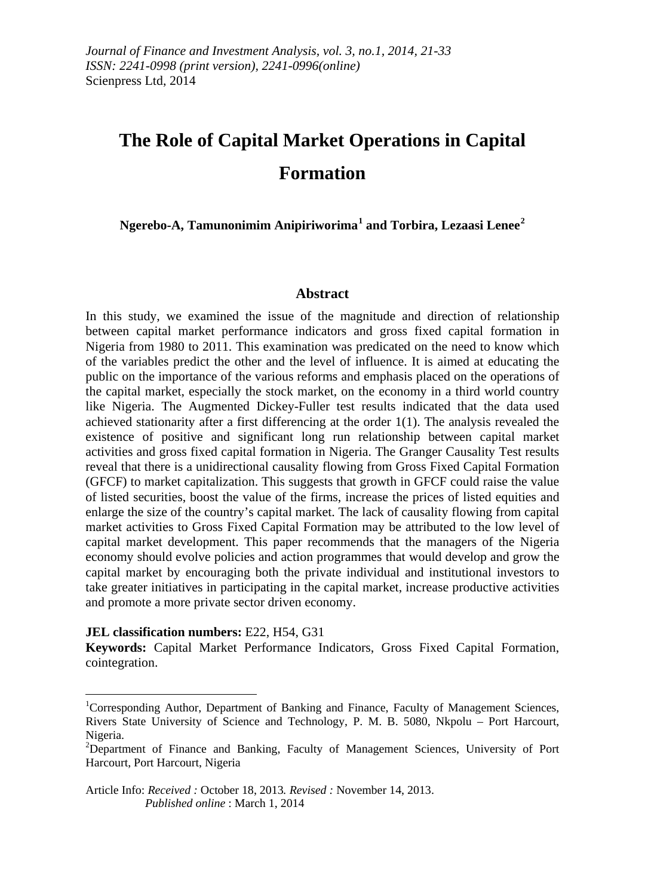*Journal of Finance and Investment Analysis, vol. 3, no.1, 2014, 21-33*
*ISSN: 2241-0998 (print version), 2241-0996(online)*
Scienpress Ltd, 2014

# The Role of Capital Market Operations in Capital Formation

**Ngerebo-A, Tamunonimim Anipiriworima[1] and Torbira, Lezaasi Lenee[2]**

## Abstract

In this study, we examined the issue of the magnitude and direction of relationship between capital market performance indicators and gross fixed capital formation in Nigeria from 1980 to 2011. This examination was predicated on the need to know which of the variables predict the other and the level of influence. It is aimed at educating the public on the importance of the various reforms and emphasis placed on the operations of the capital market, especially the stock market, on the economy in a third world country like Nigeria. The Augmented Dickey-Fuller test results indicated that the data used achieved stationarity after a first differencing at the order 1(1). The analysis revealed the existence of positive and significant long run relationship between capital market activities and gross fixed capital formation in Nigeria. The Granger Causality Test results reveal that there is a unidirectional causality flowing from Gross Fixed Capital Formation (GFCF) to market capitalization. This suggests that growth in GFCF could raise the value of listed securities, boost the value of the firms, increase the prices of listed equities and enlarge the size of the country's capital market. The lack of causality flowing from capital market activities to Gross Fixed Capital Formation may be attributed to the low level of capital market development. This paper recommends that the managers of the Nigeria economy should evolve policies and action programmes that would develop and grow the capital market by encouraging both the private individual and institutional investors to take greater initiatives in participating in the capital market, increase productive activities and promote a more private sector driven economy.

**JEL classification numbers:** E22, H54, G31

**Keywords:** Capital Market Performance Indicators, Gross Fixed Capital Formation, cointegration.

---

[1]Corresponding Author, Department of Banking and Finance, Faculty of Management Sciences, Rivers State University of Science and Technology, P. M. B. 5080, Nkpolu – Port Harcourt, Nigeria.

[2]Department of Finance and Banking, Faculty of Management Sciences, University of Port Harcourt, Port Harcourt, Nigeria

Article Info: *Received :* October 18, 2013*. Revised :* November 14, 2013.
*Published online* : March 1, 2014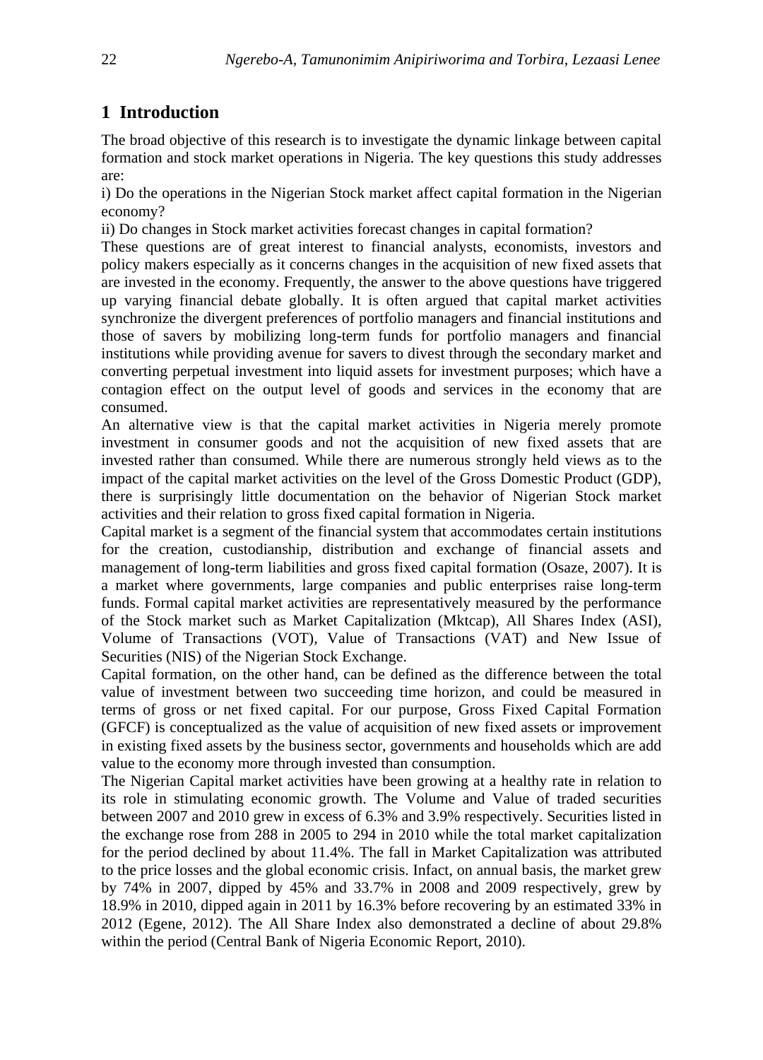# 1 Introduction

The broad objective of this research is to investigate the dynamic linkage between capital formation and stock market operations in Nigeria. The key questions this study addresses are:

i) Do the operations in the Nigerian Stock market affect capital formation in the Nigerian economy?

ii) Do changes in Stock market activities forecast changes in capital formation?

These questions are of great interest to financial analysts, economists, investors and policy makers especially as it concerns changes in the acquisition of new fixed assets that are invested in the economy. Frequently, the answer to the above questions have triggered up varying financial debate globally. It is often argued that capital market activities synchronize the divergent preferences of portfolio managers and financial institutions and those of savers by mobilizing long-term funds for portfolio managers and financial institutions while providing avenue for savers to divest through the secondary market and converting perpetual investment into liquid assets for investment purposes; which have a contagion effect on the output level of goods and services in the economy that are consumed.

An alternative view is that the capital market activities in Nigeria merely promote investment in consumer goods and not the acquisition of new fixed assets that are invested rather than consumed. While there are numerous strongly held views as to the impact of the capital market activities on the level of the Gross Domestic Product (GDP), there is surprisingly little documentation on the behavior of Nigerian Stock market activities and their relation to gross fixed capital formation in Nigeria.

Capital market is a segment of the financial system that accommodates certain institutions for the creation, custodianship, distribution and exchange of financial assets and management of long-term liabilities and gross fixed capital formation (Osaze, 2007). It is a market where governments, large companies and public enterprises raise long-term funds. Formal capital market activities are representatively measured by the performance of the Stock market such as Market Capitalization (Mktcap), All Shares Index (ASI), Volume of Transactions (VOT), Value of Transactions (VAT) and New Issue of Securities (NIS) of the Nigerian Stock Exchange.

Capital formation, on the other hand, can be defined as the difference between the total value of investment between two succeeding time horizon, and could be measured in terms of gross or net fixed capital. For our purpose, Gross Fixed Capital Formation (GFCF) is conceptualized as the value of acquisition of new fixed assets or improvement in existing fixed assets by the business sector, governments and households which are add value to the economy more through invested than consumption.

The Nigerian Capital market activities have been growing at a healthy rate in relation to its role in stimulating economic growth. The Volume and Value of traded securities between 2007 and 2010 grew in excess of 6.3% and 3.9% respectively. Securities listed in the exchange rose from 288 in 2005 to 294 in 2010 while the total market capitalization for the period declined by about 11.4%. The fall in Market Capitalization was attributed to the price losses and the global economic crisis. Infact, on annual basis, the market grew by 74% in 2007, dipped by 45% and 33.7% in 2008 and 2009 respectively, grew by 18.9% in 2010, dipped again in 2011 by 16.3% before recovering by an estimated 33% in 2012 (Egene, 2012). The All Share Index also demonstrated a decline of about 29.8% within the period (Central Bank of Nigeria Economic Report, 2010).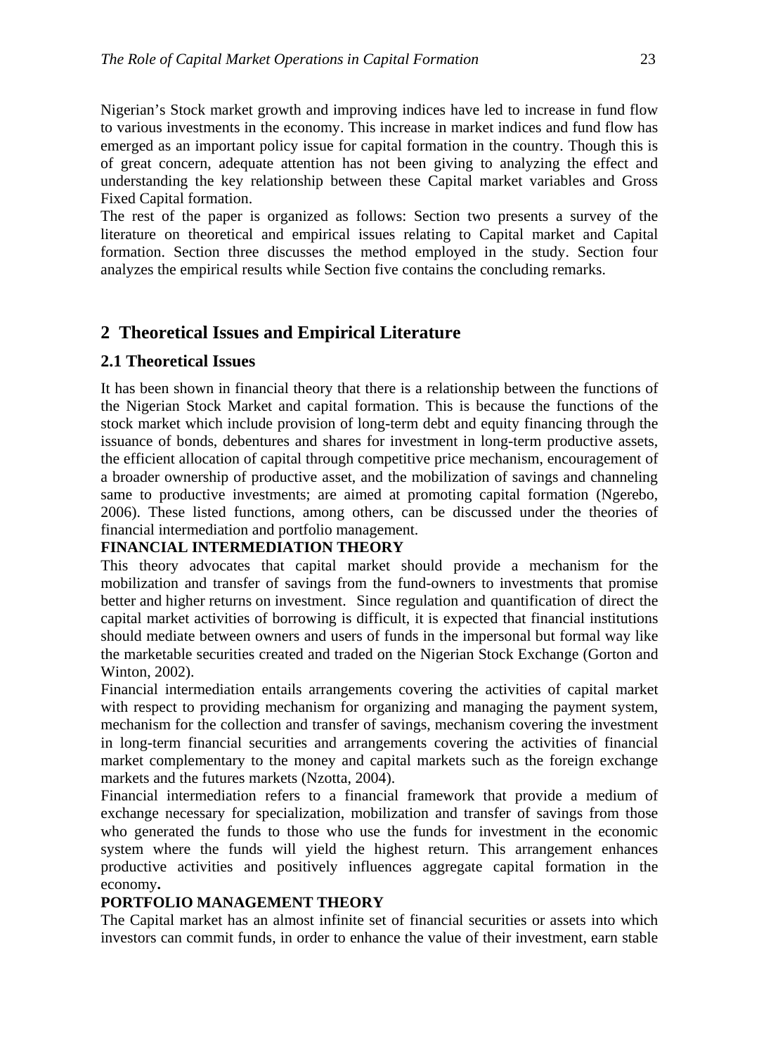Nigerian's Stock market growth and improving indices have led to increase in fund flow to various investments in the economy. This increase in market indices and fund flow has emerged as an important policy issue for capital formation in the country. Though this is of great concern, adequate attention has not been giving to analyzing the effect and understanding the key relationship between these Capital market variables and Gross Fixed Capital formation.

The rest of the paper is organized as follows: Section two presents a survey of the literature on theoretical and empirical issues relating to Capital market and Capital formation. Section three discusses the method employed in the study. Section four analyzes the empirical results while Section five contains the concluding remarks.

## 2 Theoretical Issues and Empirical Literature

### 2.1 Theoretical Issues

It has been shown in financial theory that there is a relationship between the functions of the Nigerian Stock Market and capital formation. This is because the functions of the stock market which include provision of long-term debt and equity financing through the issuance of bonds, debentures and shares for investment in long-term productive assets, the efficient allocation of capital through competitive price mechanism, encouragement of a broader ownership of productive asset, and the mobilization of savings and channeling same to productive investments; are aimed at promoting capital formation (Ngerebo, 2006). These listed functions, among others, can be discussed under the theories of financial intermediation and portfolio management.

**FINANCIAL INTERMEDIATION THEORY**

This theory advocates that capital market should provide a mechanism for the mobilization and transfer of savings from the fund-owners to investments that promise better and higher returns on investment. Since regulation and quantification of direct the capital market activities of borrowing is difficult, it is expected that financial institutions should mediate between owners and users of funds in the impersonal but formal way like the marketable securities created and traded on the Nigerian Stock Exchange (Gorton and Winton, 2002).

Financial intermediation entails arrangements covering the activities of capital market with respect to providing mechanism for organizing and managing the payment system, mechanism for the collection and transfer of savings, mechanism covering the investment in long-term financial securities and arrangements covering the activities of financial market complementary to the money and capital markets such as the foreign exchange markets and the futures markets (Nzotta, 2004).

Financial intermediation refers to a financial framework that provide a medium of exchange necessary for specialization, mobilization and transfer of savings from those who generated the funds to those who use the funds for investment in the economic system where the funds will yield the highest return. This arrangement enhances productive activities and positively influences aggregate capital formation in the economy.

**PORTFOLIO MANAGEMENT THEORY**

The Capital market has an almost infinite set of financial securities or assets into which investors can commit funds, in order to enhance the value of their investment, earn stable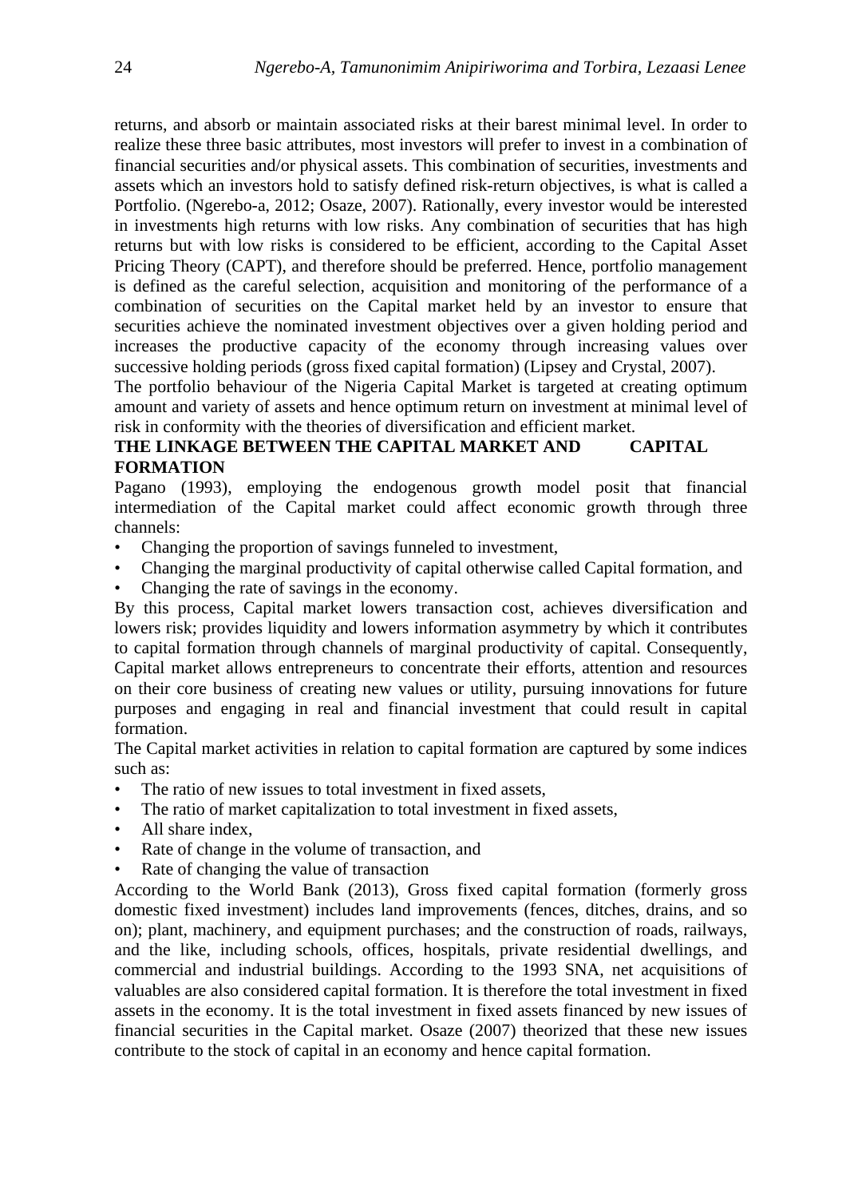returns, and absorb or maintain associated risks at their barest minimal level. In order to realize these three basic attributes, most investors will prefer to invest in a combination of financial securities and/or physical assets. This combination of securities, investments and assets which an investors hold to satisfy defined risk-return objectives, is what is called a Portfolio. (Ngerebo-a, 2012; Osaze, 2007). Rationally, every investor would be interested in investments high returns with low risks. Any combination of securities that has high returns but with low risks is considered to be efficient, according to the Capital Asset Pricing Theory (CAPT), and therefore should be preferred. Hence, portfolio management is defined as the careful selection, acquisition and monitoring of the performance of a combination of securities on the Capital market held by an investor to ensure that securities achieve the nominated investment objectives over a given holding period and increases the productive capacity of the economy through increasing values over successive holding periods (gross fixed capital formation) (Lipsey and Crystal, 2007).

The portfolio behaviour of the Nigeria Capital Market is targeted at creating optimum amount and variety of assets and hence optimum return on investment at minimal level of risk in conformity with the theories of diversification and efficient market.

## THE LINKAGE BETWEEN THE CAPITAL MARKET AND CAPITAL FORMATION

Pagano (1993), employing the endogenous growth model posit that financial intermediation of the Capital market could affect economic growth through three channels:

- Changing the proportion of savings funneled to investment,
- Changing the marginal productivity of capital otherwise called Capital formation, and
- Changing the rate of savings in the economy.

By this process, Capital market lowers transaction cost, achieves diversification and lowers risk; provides liquidity and lowers information asymmetry by which it contributes to capital formation through channels of marginal productivity of capital. Consequently, Capital market allows entrepreneurs to concentrate their efforts, attention and resources on their core business of creating new values or utility, pursuing innovations for future purposes and engaging in real and financial investment that could result in capital formation.

The Capital market activities in relation to capital formation are captured by some indices such as:

- The ratio of new issues to total investment in fixed assets,
- The ratio of market capitalization to total investment in fixed assets,
- All share index,
- Rate of change in the volume of transaction, and
- Rate of changing the value of transaction

According to the World Bank (2013), Gross fixed capital formation (formerly gross domestic fixed investment) includes land improvements (fences, ditches, drains, and so on); plant, machinery, and equipment purchases; and the construction of roads, railways, and the like, including schools, offices, hospitals, private residential dwellings, and commercial and industrial buildings. According to the 1993 SNA, net acquisitions of valuables are also considered capital formation. It is therefore the total investment in fixed assets in the economy. It is the total investment in fixed assets financed by new issues of financial securities in the Capital market. Osaze (2007) theorized that these new issues contribute to the stock of capital in an economy and hence capital formation.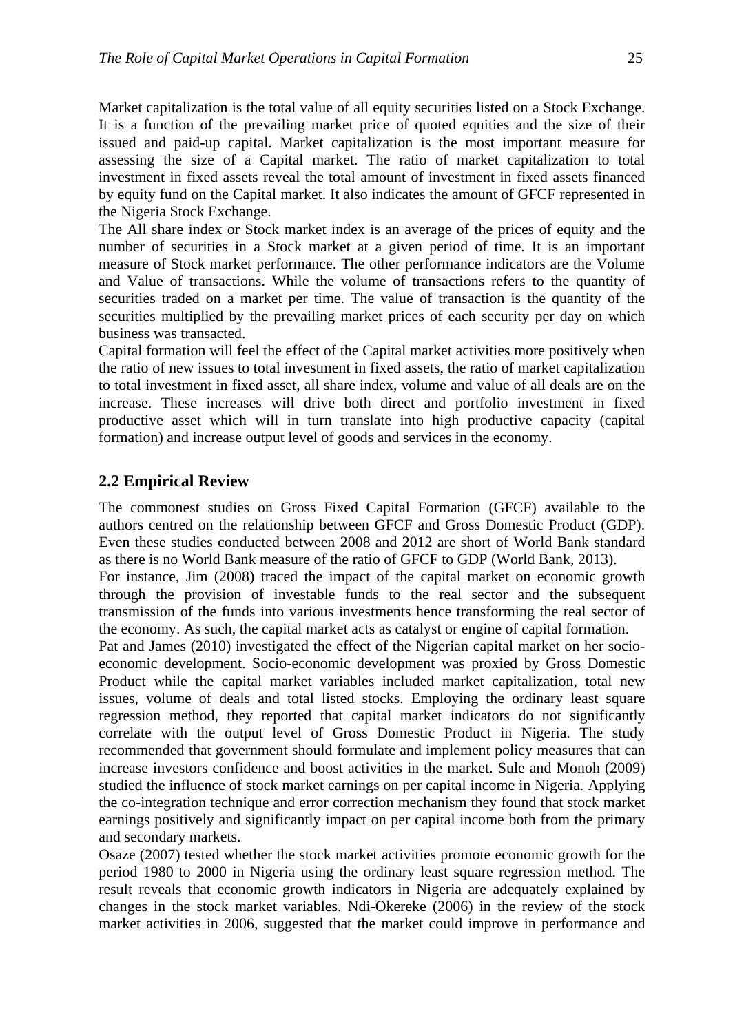Market capitalization is the total value of all equity securities listed on a Stock Exchange. It is a function of the prevailing market price of quoted equities and the size of their issued and paid-up capital. Market capitalization is the most important measure for assessing the size of a Capital market. The ratio of market capitalization to total investment in fixed assets reveal the total amount of investment in fixed assets financed by equity fund on the Capital market. It also indicates the amount of GFCF represented in the Nigeria Stock Exchange.

The All share index or Stock market index is an average of the prices of equity and the number of securities in a Stock market at a given period of time. It is an important measure of Stock market performance. The other performance indicators are the Volume and Value of transactions. While the volume of transactions refers to the quantity of securities traded on a market per time. The value of transaction is the quantity of the securities multiplied by the prevailing market prices of each security per day on which business was transacted.

Capital formation will feel the effect of the Capital market activities more positively when the ratio of new issues to total investment in fixed assets, the ratio of market capitalization to total investment in fixed asset, all share index, volume and value of all deals are on the increase. These increases will drive both direct and portfolio investment in fixed productive asset which will in turn translate into high productive capacity (capital formation) and increase output level of goods and services in the economy.

## 2.2 Empirical Review

The commonest studies on Gross Fixed Capital Formation (GFCF) available to the authors centred on the relationship between GFCF and Gross Domestic Product (GDP). Even these studies conducted between 2008 and 2012 are short of World Bank standard as there is no World Bank measure of the ratio of GFCF to GDP (World Bank, 2013).

For instance, Jim (2008) traced the impact of the capital market on economic growth through the provision of investable funds to the real sector and the subsequent transmission of the funds into various investments hence transforming the real sector of the economy. As such, the capital market acts as catalyst or engine of capital formation.

Pat and James (2010) investigated the effect of the Nigerian capital market on her socio-economic development. Socio-economic development was proxied by Gross Domestic Product while the capital market variables included market capitalization, total new issues, volume of deals and total listed stocks. Employing the ordinary least square regression method, they reported that capital market indicators do not significantly correlate with the output level of Gross Domestic Product in Nigeria. The study recommended that government should formulate and implement policy measures that can increase investors confidence and boost activities in the market. Sule and Monoh (2009) studied the influence of stock market earnings on per capital income in Nigeria. Applying the co-integration technique and error correction mechanism they found that stock market earnings positively and significantly impact on per capital income both from the primary and secondary markets.

Osaze (2007) tested whether the stock market activities promote economic growth for the period 1980 to 2000 in Nigeria using the ordinary least square regression method. The result reveals that economic growth indicators in Nigeria are adequately explained by changes in the stock market variables. Ndi-Okereke (2006) in the review of the stock market activities in 2006, suggested that the market could improve in performance and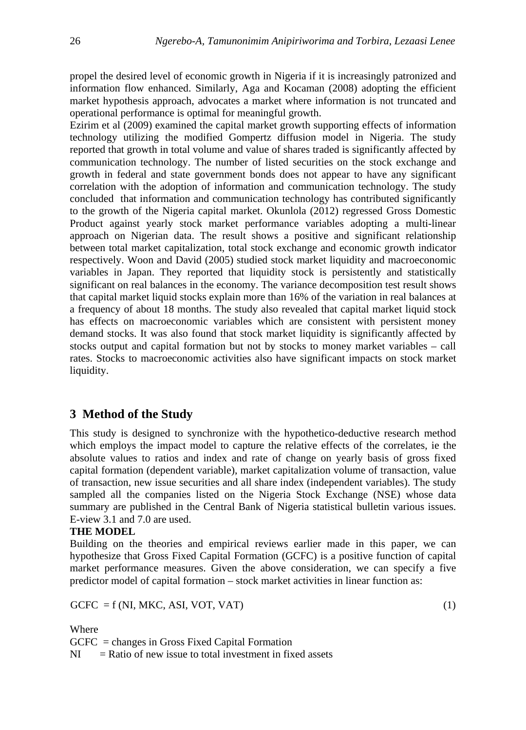propel the desired level of economic growth in Nigeria if it is increasingly patronized and information flow enhanced. Similarly, Aga and Kocaman (2008) adopting the efficient market hypothesis approach, advocates a market where information is not truncated and operational performance is optimal for meaningful growth.

Ezirim et al (2009) examined the capital market growth supporting effects of information technology utilizing the modified Gompertz diffusion model in Nigeria. The study reported that growth in total volume and value of shares traded is significantly affected by communication technology. The number of listed securities on the stock exchange and growth in federal and state government bonds does not appear to have any significant correlation with the adoption of information and communication technology. The study concluded that information and communication technology has contributed significantly to the growth of the Nigeria capital market. Okunlola (2012) regressed Gross Domestic Product against yearly stock market performance variables adopting a multi-linear approach on Nigerian data. The result shows a positive and significant relationship between total market capitalization, total stock exchange and economic growth indicator respectively. Woon and David (2005) studied stock market liquidity and macroeconomic variables in Japan. They reported that liquidity stock is persistently and statistically significant on real balances in the economy. The variance decomposition test result shows that capital market liquid stocks explain more than 16% of the variation in real balances at a frequency of about 18 months. The study also revealed that capital market liquid stock has effects on macroeconomic variables which are consistent with persistent money demand stocks. It was also found that stock market liquidity is significantly affected by stocks output and capital formation but not by stocks to money market variables – call rates. Stocks to macroeconomic activities also have significant impacts on stock market liquidity.

## 3 Method of the Study

This study is designed to synchronize with the hypothetico-deductive research method which employs the impact model to capture the relative effects of the correlates, ie the absolute values to ratios and index and rate of change on yearly basis of gross fixed capital formation (dependent variable), market capitalization volume of transaction, value of transaction, new issue securities and all share index (independent variables). The study sampled all the companies listed on the Nigeria Stock Exchange (NSE) whose data summary are published in the Central Bank of Nigeria statistical bulletin various issues. E-view 3.1 and 7.0 are used.

**THE MODEL**

Building on the theories and empirical reviews earlier made in this paper, we can hypothesize that Gross Fixed Capital Formation (GCFC) is a positive function of capital market performance measures. Given the above consideration, we can specify a five predictor model of capital formation – stock market activities in linear function as:

$$GCFC = f(NI, MKC, ASI, VOT, VAT) \tag{1}$$

Where

GCFC = changes in Gross Fixed Capital Formation

NI = Ratio of new issue to total investment in fixed assets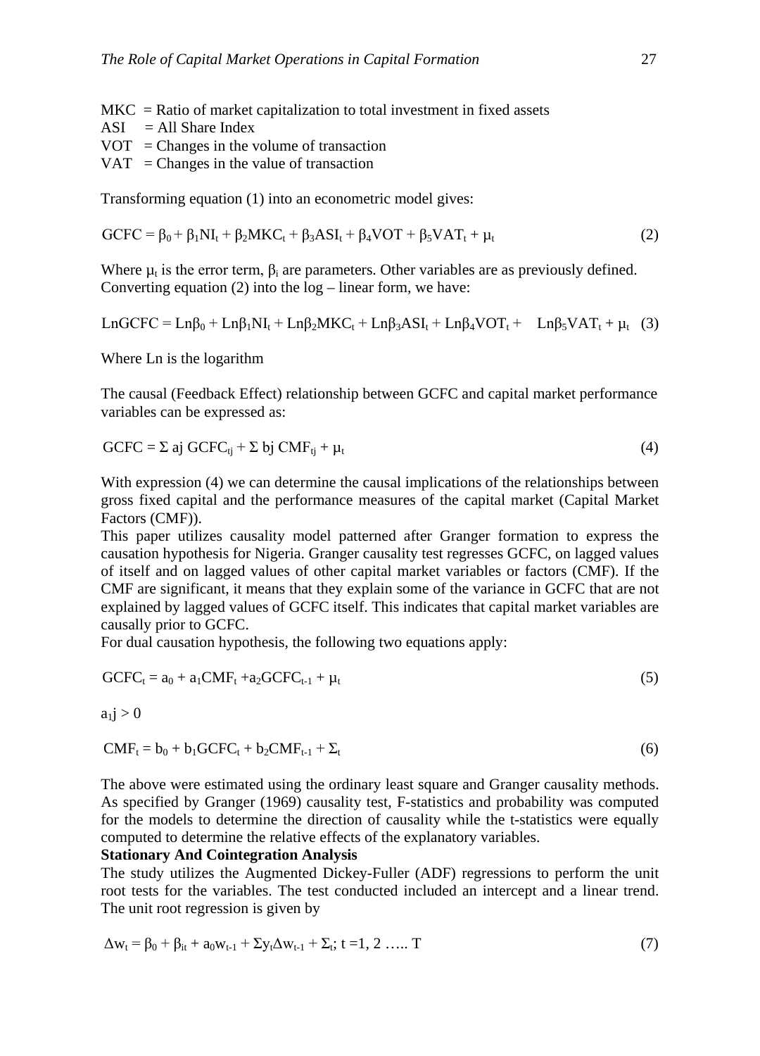MKC = Ratio of market capitalization to total investment in fixed assets
ASI = All Share Index
VOT = Changes in the volume of transaction
VAT = Changes in the value of transaction

Transforming equation (1) into an econometric model gives:

$$GCFC = \beta_0 + \beta_1 NI_t + \beta_2 MKC_t + \beta_3 ASI_t + \beta_4 VOT + \beta_5 VAT_t + \mu_t \quad (2)$$

Where $\mu_t$ is the error term, $\beta_i$ are parameters. Other variables are as previously defined. Converting equation (2) into the log – linear form, we have:

$$LnGCFC = Ln\beta_0 + Ln\beta_1 NI_t + Ln\beta_2 MKC_t + Ln\beta_3 ASI_t + Ln\beta_4 VOT_t + Ln\beta_5 VAT_t + \mu_t \quad (3)$$

Where Ln is the logarithm

The causal (Feedback Effect) relationship between GCFC and capital market performance variables can be expressed as:

$$GCFC = \Sigma\, aj\, GCFC_{tj} + \Sigma\, bj\, CMF_{tj} + \mu_t \quad (4)$$

With expression (4) we can determine the causal implications of the relationships between gross fixed capital and the performance measures of the capital market (Capital Market Factors (CMF)).
This paper utilizes causality model patterned after Granger formation to express the causation hypothesis for Nigeria. Granger causality test regresses GCFC, on lagged values of itself and on lagged values of other capital market variables or factors (CMF). If the CMF are significant, it means that they explain some of the variance in GCFC that are not explained by lagged values of GCFC itself. This indicates that capital market variables are causally prior to GCFC.
For dual causation hypothesis, the following two equations apply:

$$GCFC_t = a_0 + a_1 CMF_t + a_2 GCFC_{t-1} + \mu_t \quad (5)$$

$a_1 j > 0$

$$CMF_t = b_0 + b_1 GCFC_t + b_2 CMF_{t-1} + \Sigma_t \quad (6)$$

The above were estimated using the ordinary least square and Granger causality methods. As specified by Granger (1969) causality test, F-statistics and probability was computed for the models to determine the direction of causality while the t-statistics were equally computed to determine the relative effects of the explanatory variables.

**Stationary And Cointegration Analysis**

The study utilizes the Augmented Dickey-Fuller (ADF) regressions to perform the unit root tests for the variables. The test conducted included an intercept and a linear trend. The unit root regression is given by

$$\Delta w_t = \beta_0 + \beta_{it} + a_0 w_{t-1} + \Sigma y_t \Delta w_{t-1} + \Sigma_t;\ t = 1, 2 \ldots\ldots T \quad (7)$$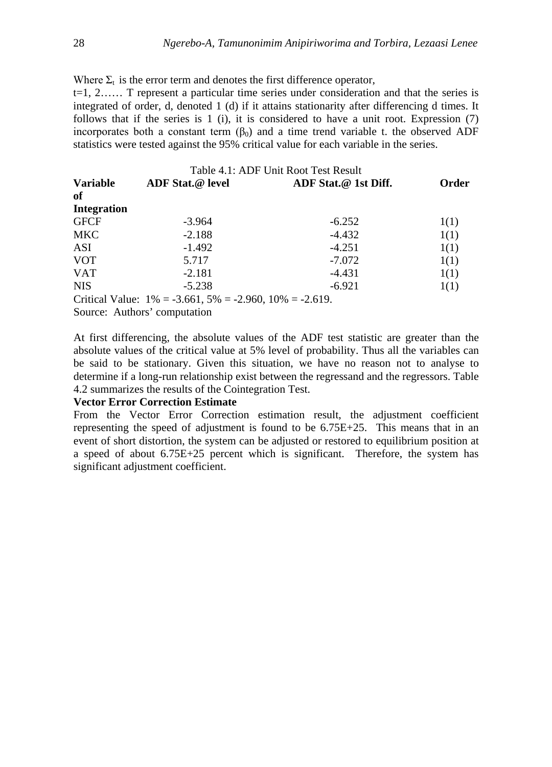Where $\Sigma_t$ is the error term and denotes the first difference operator,

t=1, 2…… T represent a particular time series under consideration and that the series is integrated of order, d, denoted 1 (d) if it attains stationarity after differencing d times. It follows that if the series is 1 (i), it is considered to have a unit root. Expression (7) incorporates both a constant term ($\beta_0$) and a time trend variable t. the observed ADF statistics were tested against the 95% critical value for each variable in the series.

Table 4.1: ADF Unit Root Test Result

| **Variable** | **ADF Stat.@ level** | **ADF Stat.@ 1st Diff.** | **Order of Integration** |
|---|---|---|---|
| GFCF | -3.964 | -6.252 | 1(1) |
| MKC | -2.188 | -4.432 | 1(1) |
| ASI | -1.492 | -4.251 | 1(1) |
| VOT | 5.717 | -7.072 | 1(1) |
| VAT | -2.181 | -4.431 | 1(1) |
| NIS | -5.238 | -6.921 | 1(1) |

Critical Value: 1% = -3.661, 5% = -2.960, 10% = -2.619.

Source: Authors' computation

At first differencing, the absolute values of the ADF test statistic are greater than the absolute values of the critical value at 5% level of probability. Thus all the variables can be said to be stationary. Given this situation, we have no reason not to analyse to determine if a long-run relationship exist between the regressand and the regressors. Table 4.2 summarizes the results of the Cointegration Test.

**Vector Error Correction Estimate**

From the Vector Error Correction estimation result, the adjustment coefficient representing the speed of adjustment is found to be 6.75E+25. This means that in an event of short distortion, the system can be adjusted or restored to equilibrium position at a speed of about 6.75E+25 percent which is significant. Therefore, the system has significant adjustment coefficient.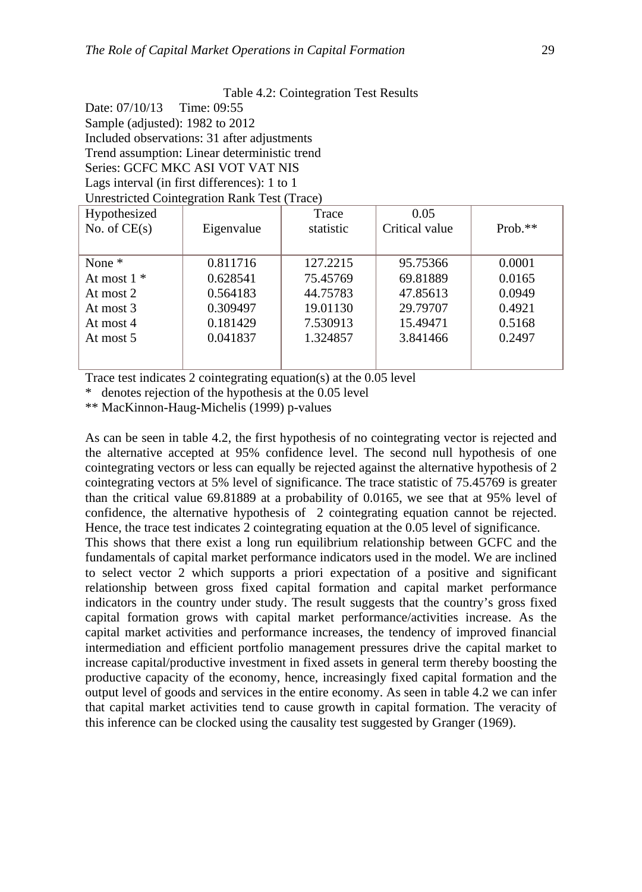Table 4.2: Cointegration Test Results

Date: 07/10/13 Time: 09:55
Sample (adjusted): 1982 to 2012
Included observations: 31 after adjustments
Trend assumption: Linear deterministic trend
Series: GCFC MKC ASI VOT VAT NIS
Lags interval (in first differences): 1 to 1
Unrestricted Cointegration Rank Test (Trace)

| Hypothesized No. of CE(s) | Eigenvalue | Trace statistic | 0.05 Critical value | Prob.** |
|---|---|---|---|---|
| None * | 0.811716 | 127.2215 | 95.75366 | 0.0001 |
| At most 1 * | 0.628541 | 75.45769 | 69.81889 | 0.0165 |
| At most 2 | 0.564183 | 44.75783 | 47.85613 | 0.0949 |
| At most 3 | 0.309497 | 19.01130 | 29.79707 | 0.4921 |
| At most 4 | 0.181429 | 7.530913 | 15.49471 | 0.5168 |
| At most 5 | 0.041837 | 1.324857 | 3.841466 | 0.2497 |

Trace test indicates 2 cointegrating equation(s) at the 0.05 level
* denotes rejection of the hypothesis at the 0.05 level
** MacKinnon-Haug-Michelis (1999) p-values

As can be seen in table 4.2, the first hypothesis of no cointegrating vector is rejected and the alternative accepted at 95% confidence level. The second null hypothesis of one cointegrating vectors or less can equally be rejected against the alternative hypothesis of 2 cointegrating vectors at 5% level of significance. The trace statistic of 75.45769 is greater than the critical value 69.81889 at a probability of 0.0165, we see that at 95% level of confidence, the alternative hypothesis of 2 cointegrating equation cannot be rejected. Hence, the trace test indicates 2 cointegrating equation at the 0.05 level of significance.

This shows that there exist a long run equilibrium relationship between GCFC and the fundamentals of capital market performance indicators used in the model. We are inclined to select vector 2 which supports a priori expectation of a positive and significant relationship between gross fixed capital formation and capital market performance indicators in the country under study. The result suggests that the country's gross fixed capital formation grows with capital market performance/activities increase. As the capital market activities and performance increases, the tendency of improved financial intermediation and efficient portfolio management pressures drive the capital market to increase capital/productive investment in fixed assets in general term thereby boosting the productive capacity of the economy, hence, increasingly fixed capital formation and the output level of goods and services in the entire economy. As seen in table 4.2 we can infer that capital market activities tend to cause growth in capital formation. The veracity of this inference can be clocked using the causality test suggested by Granger (1969).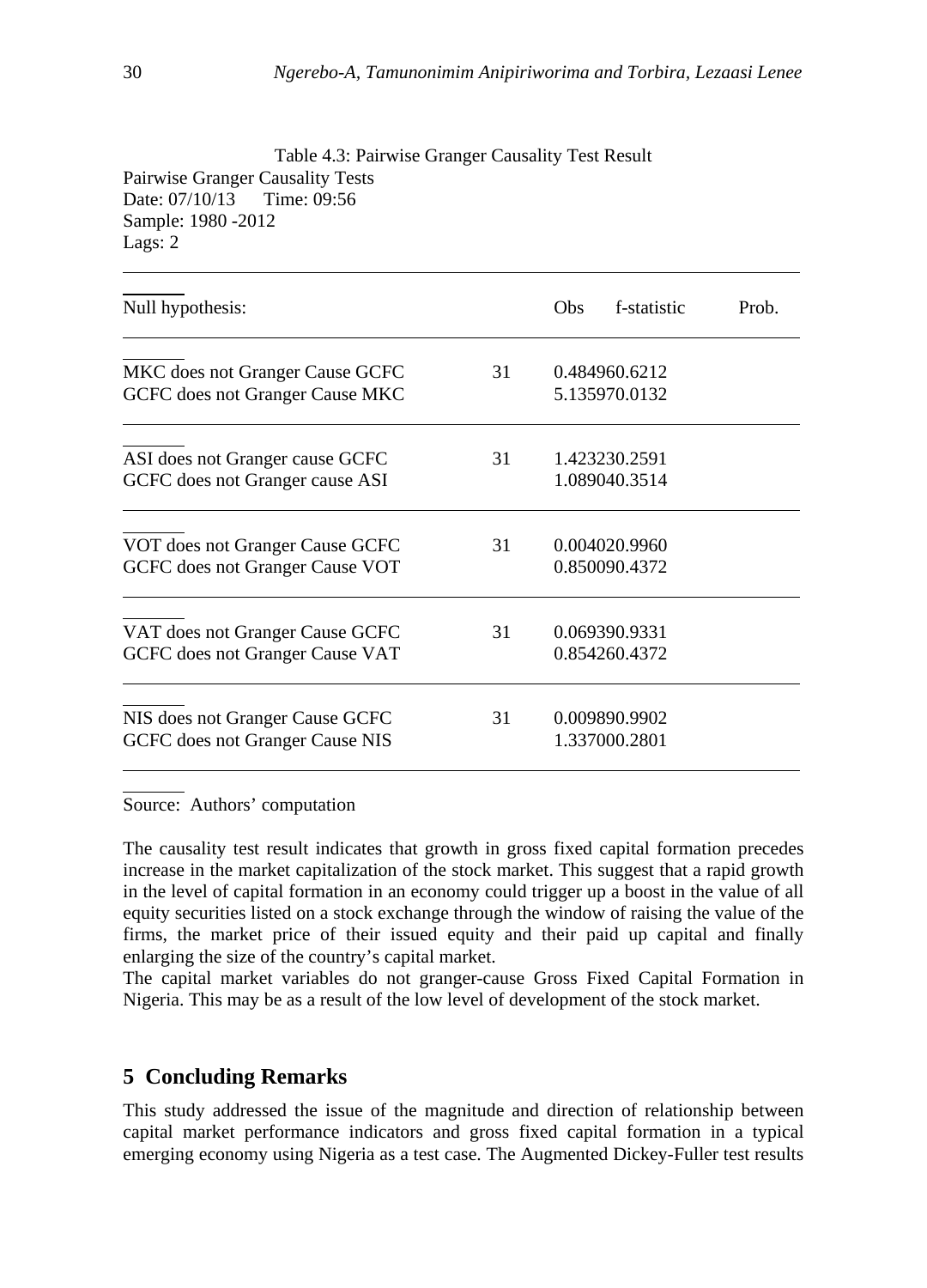Table 4.3: Pairwise Granger Causality Test Result

Pairwise Granger Causality Tests
Date: 07/10/13 Time: 09:56
Sample: 1980 -2012
Lags: 2

| Null hypothesis: | Obs | f-statistic | Prob. |
|---|---|---|---|
| MKC does not Granger Cause GCFC | 31 | 0.484960.6212 | |
| GCFC does not Granger Cause MKC | | 5.135970.0132 | |
| ASI does not Granger cause GCFC | 31 | 1.423230.2591 | |
| GCFC does not Granger cause ASI | | 1.089040.3514 | |
| VOT does not Granger Cause GCFC | 31 | 0.004020.9960 | |
| GCFC does not Granger Cause VOT | | 0.850090.4372 | |
| VAT does not Granger Cause GCFC | 31 | 0.069390.9331 | |
| GCFC does not Granger Cause VAT | | 0.854260.4372 | |
| NIS does not Granger Cause GCFC | 31 | 0.009890.9902 | |
| GCFC does not Granger Cause NIS | | 1.337000.2801 | |

Source: Authors' computation

The causality test result indicates that growth in gross fixed capital formation precedes increase in the market capitalization of the stock market. This suggest that a rapid growth in the level of capital formation in an economy could trigger up a boost in the value of all equity securities listed on a stock exchange through the window of raising the value of the firms, the market price of their issued equity and their paid up capital and finally enlarging the size of the country's capital market.

The capital market variables do not granger-cause Gross Fixed Capital Formation in Nigeria. This may be as a result of the low level of development of the stock market.

## 5 Concluding Remarks

This study addressed the issue of the magnitude and direction of relationship between capital market performance indicators and gross fixed capital formation in a typical emerging economy using Nigeria as a test case. The Augmented Dickey-Fuller test results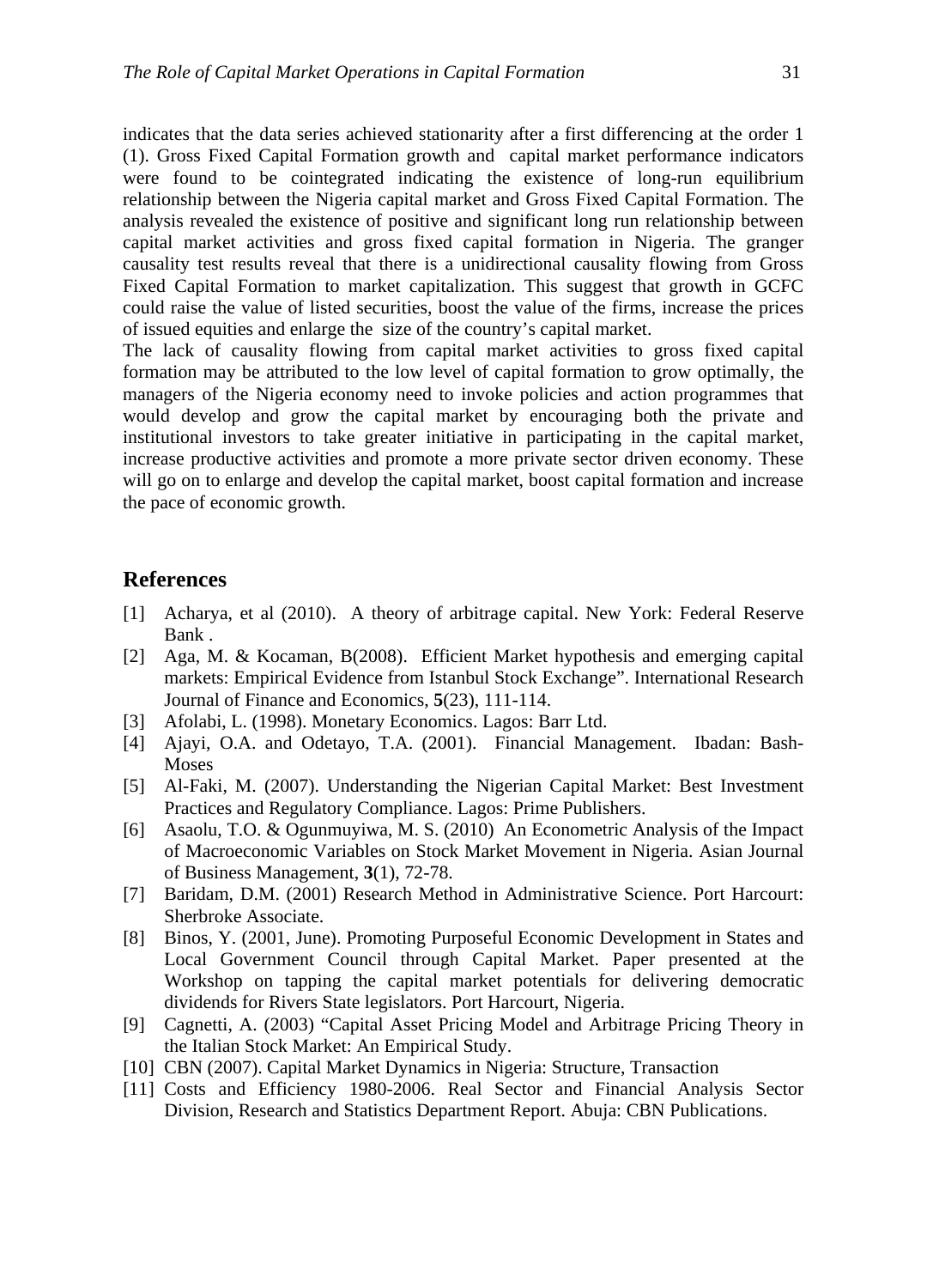indicates that the data series achieved stationarity after a first differencing at the order 1 (1). Gross Fixed Capital Formation growth and capital market performance indicators were found to be cointegrated indicating the existence of long-run equilibrium relationship between the Nigeria capital market and Gross Fixed Capital Formation. The analysis revealed the existence of positive and significant long run relationship between capital market activities and gross fixed capital formation in Nigeria. The granger causality test results reveal that there is a unidirectional causality flowing from Gross Fixed Capital Formation to market capitalization. This suggest that growth in GCFC could raise the value of listed securities, boost the value of the firms, increase the prices of issued equities and enlarge the size of the country's capital market.

The lack of causality flowing from capital market activities to gross fixed capital formation may be attributed to the low level of capital formation to grow optimally, the managers of the Nigeria economy need to invoke policies and action programmes that would develop and grow the capital market by encouraging both the private and institutional investors to take greater initiative in participating in the capital market, increase productive activities and promote a more private sector driven economy. These will go on to enlarge and develop the capital market, boost capital formation and increase the pace of economic growth.

## References

[1] Acharya, et al (2010). A theory of arbitrage capital. New York: Federal Reserve Bank .

[2] Aga, M. & Kocaman, B(2008). Efficient Market hypothesis and emerging capital markets: Empirical Evidence from Istanbul Stock Exchange". International Research Journal of Finance and Economics, **5**(23), 111-114.

[3] Afolabi, L. (1998). Monetary Economics. Lagos: Barr Ltd.

[4] Ajayi, O.A. and Odetayo, T.A. (2001). Financial Management. Ibadan: Bash-Moses

[5] Al-Faki, M. (2007). Understanding the Nigerian Capital Market: Best Investment Practices and Regulatory Compliance. Lagos: Prime Publishers.

[6] Asaolu, T.O. & Ogunmuyiwa, M. S. (2010) An Econometric Analysis of the Impact of Macroeconomic Variables on Stock Market Movement in Nigeria. Asian Journal of Business Management, **3**(1), 72-78.

[7] Baridam, D.M. (2001) Research Method in Administrative Science. Port Harcourt: Sherbroke Associate.

[8] Binos, Y. (2001, June). Promoting Purposeful Economic Development in States and Local Government Council through Capital Market. Paper presented at the Workshop on tapping the capital market potentials for delivering democratic dividends for Rivers State legislators. Port Harcourt, Nigeria.

[9] Cagnetti, A. (2003) "Capital Asset Pricing Model and Arbitrage Pricing Theory in the Italian Stock Market: An Empirical Study.

[10] CBN (2007). Capital Market Dynamics in Nigeria: Structure, Transaction

[11] Costs and Efficiency 1980-2006. Real Sector and Financial Analysis Sector Division, Research and Statistics Department Report. Abuja: CBN Publications.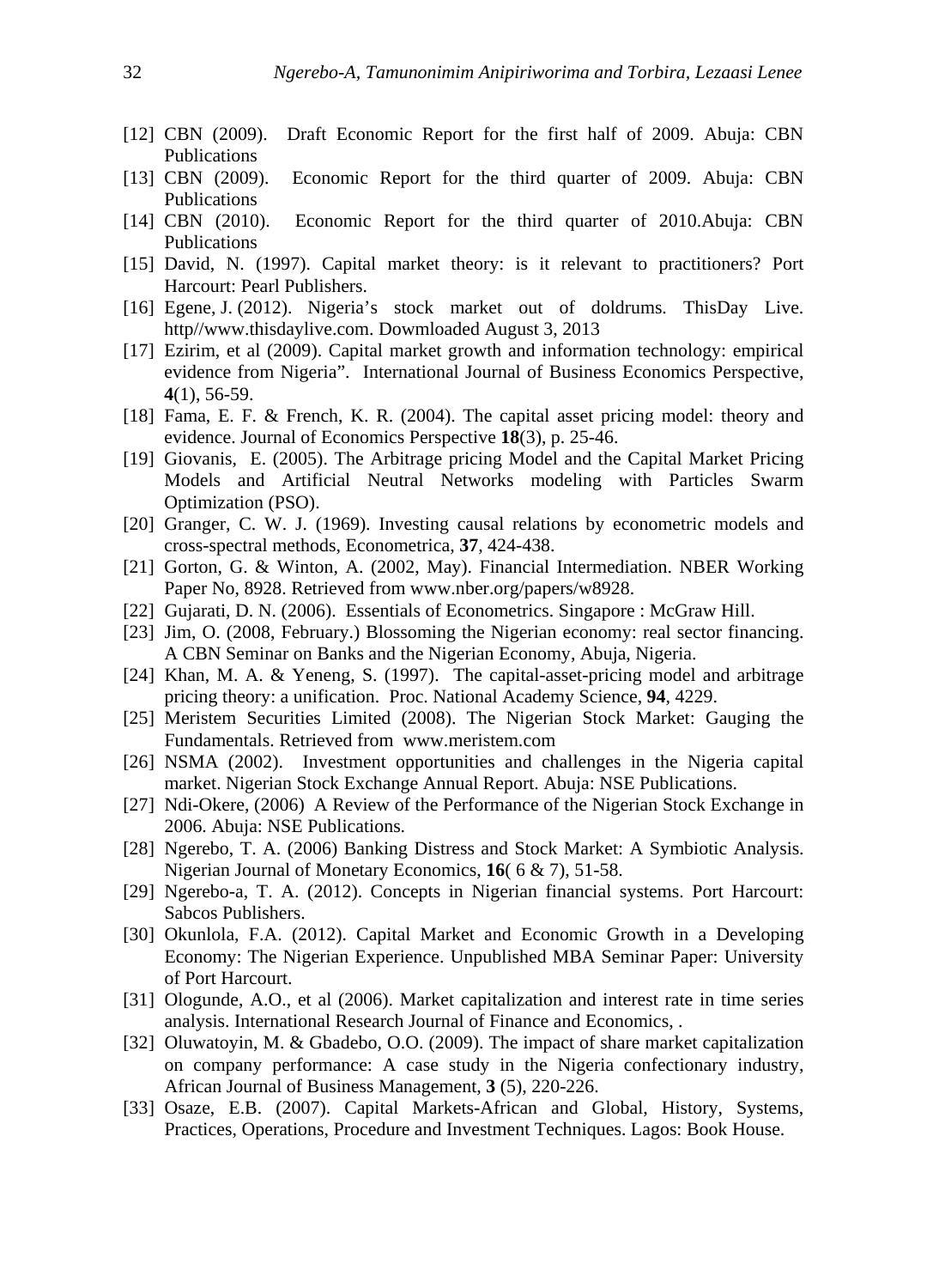[12] CBN (2009). Draft Economic Report for the first half of 2009. Abuja: CBN Publications

[13] CBN (2009). Economic Report for the third quarter of 2009. Abuja: CBN Publications

[14] CBN (2010). Economic Report for the third quarter of 2010.Abuja: CBN Publications

[15] David, N. (1997). Capital market theory: is it relevant to practitioners? Port Harcourt: Pearl Publishers.

[16] Egene, J. (2012). Nigeria's stock market out of doldrums. ThisDay Live. http//www.thisdaylive.com. Dowmloaded August 3, 2013

[17] Ezirim, et al (2009). Capital market growth and information technology: empirical evidence from Nigeria". International Journal of Business Economics Perspective, **4**(1), 56-59.

[18] Fama, E. F. & French, K. R. (2004). The capital asset pricing model: theory and evidence. Journal of Economics Perspective **18**(3), p. 25-46.

[19] Giovanis, E. (2005). The Arbitrage pricing Model and the Capital Market Pricing Models and Artificial Neutral Networks modeling with Particles Swarm Optimization (PSO).

[20] Granger, C. W. J. (1969). Investing causal relations by econometric models and cross-spectral methods, Econometrica, **37**, 424-438.

[21] Gorton, G. & Winton, A. (2002, May). Financial Intermediation. NBER Working Paper No, 8928. Retrieved from www.nber.org/papers/w8928.

[22] Gujarati, D. N. (2006). Essentials of Econometrics. Singapore : McGraw Hill.

[23] Jim, O. (2008, February.) Blossoming the Nigerian economy: real sector financing. A CBN Seminar on Banks and the Nigerian Economy, Abuja, Nigeria.

[24] Khan, M. A. & Yeneng, S. (1997). The capital-asset-pricing model and arbitrage pricing theory: a unification. Proc. National Academy Science, **94**, 4229.

[25] Meristem Securities Limited (2008). The Nigerian Stock Market: Gauging the Fundamentals. Retrieved from www.meristem.com

[26] NSMA (2002). Investment opportunities and challenges in the Nigeria capital market. Nigerian Stock Exchange Annual Report. Abuja: NSE Publications.

[27] Ndi-Okere, (2006) A Review of the Performance of the Nigerian Stock Exchange in 2006. Abuja: NSE Publications.

[28] Ngerebo, T. A. (2006) Banking Distress and Stock Market: A Symbiotic Analysis. Nigerian Journal of Monetary Economics, **16**( 6 & 7), 51-58.

[29] Ngerebo-a, T. A. (2012). Concepts in Nigerian financial systems. Port Harcourt: Sabcos Publishers.

[30] Okunlola, F.A. (2012). Capital Market and Economic Growth in a Developing Economy: The Nigerian Experience. Unpublished MBA Seminar Paper: University of Port Harcourt.

[31] Ologunde, A.O., et al (2006). Market capitalization and interest rate in time series analysis. International Research Journal of Finance and Economics, .

[32] Oluwatoyin, M. & Gbadebo, O.O. (2009). The impact of share market capitalization on company performance: A case study in the Nigeria confectionary industry, African Journal of Business Management, **3** (5), 220-226.

[33] Osaze, E.B. (2007). Capital Markets-African and Global, History, Systems, Practices, Operations, Procedure and Investment Techniques. Lagos: Book House.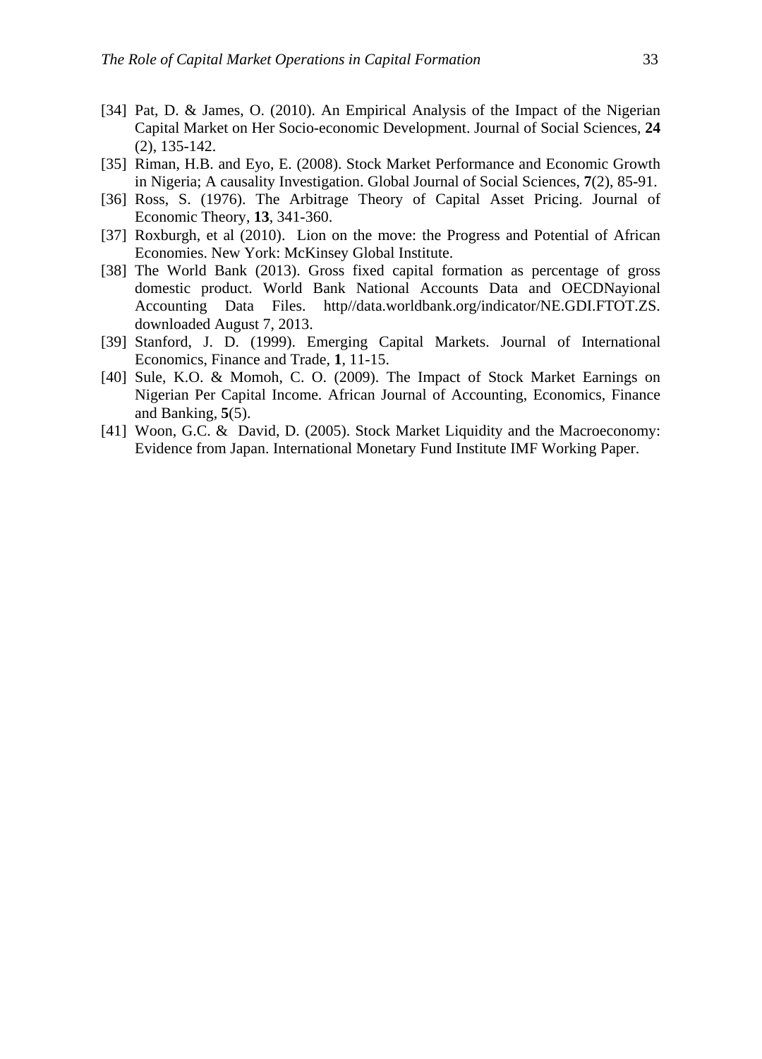[34] Pat, D. & James, O. (2010). An Empirical Analysis of the Impact of the Nigerian Capital Market on Her Socio-economic Development. Journal of Social Sciences, **24** (2), 135-142.

[35] Riman, H.B. and Eyo, E. (2008). Stock Market Performance and Economic Growth in Nigeria; A causality Investigation. Global Journal of Social Sciences, **7**(2), 85-91.

[36] Ross, S. (1976). The Arbitrage Theory of Capital Asset Pricing. Journal of Economic Theory, **13**, 341-360.

[37] Roxburgh, et al (2010). Lion on the move: the Progress and Potential of African Economies. New York: McKinsey Global Institute.

[38] The World Bank (2013). Gross fixed capital formation as percentage of gross domestic product. World Bank National Accounts Data and OECDNayional Accounting Data Files. http//data.worldbank.org/indicator/NE.GDI.FTOT.ZS. downloaded August 7, 2013.

[39] Stanford, J. D. (1999). Emerging Capital Markets. Journal of International Economics, Finance and Trade, **1**, 11-15.

[40] Sule, K.O. & Momoh, C. O. (2009). The Impact of Stock Market Earnings on Nigerian Per Capital Income. African Journal of Accounting, Economics, Finance and Banking, **5**(5).

[41] Woon, G.C. & David, D. (2005). Stock Market Liquidity and the Macroeconomy: Evidence from Japan. International Monetary Fund Institute IMF Working Paper.